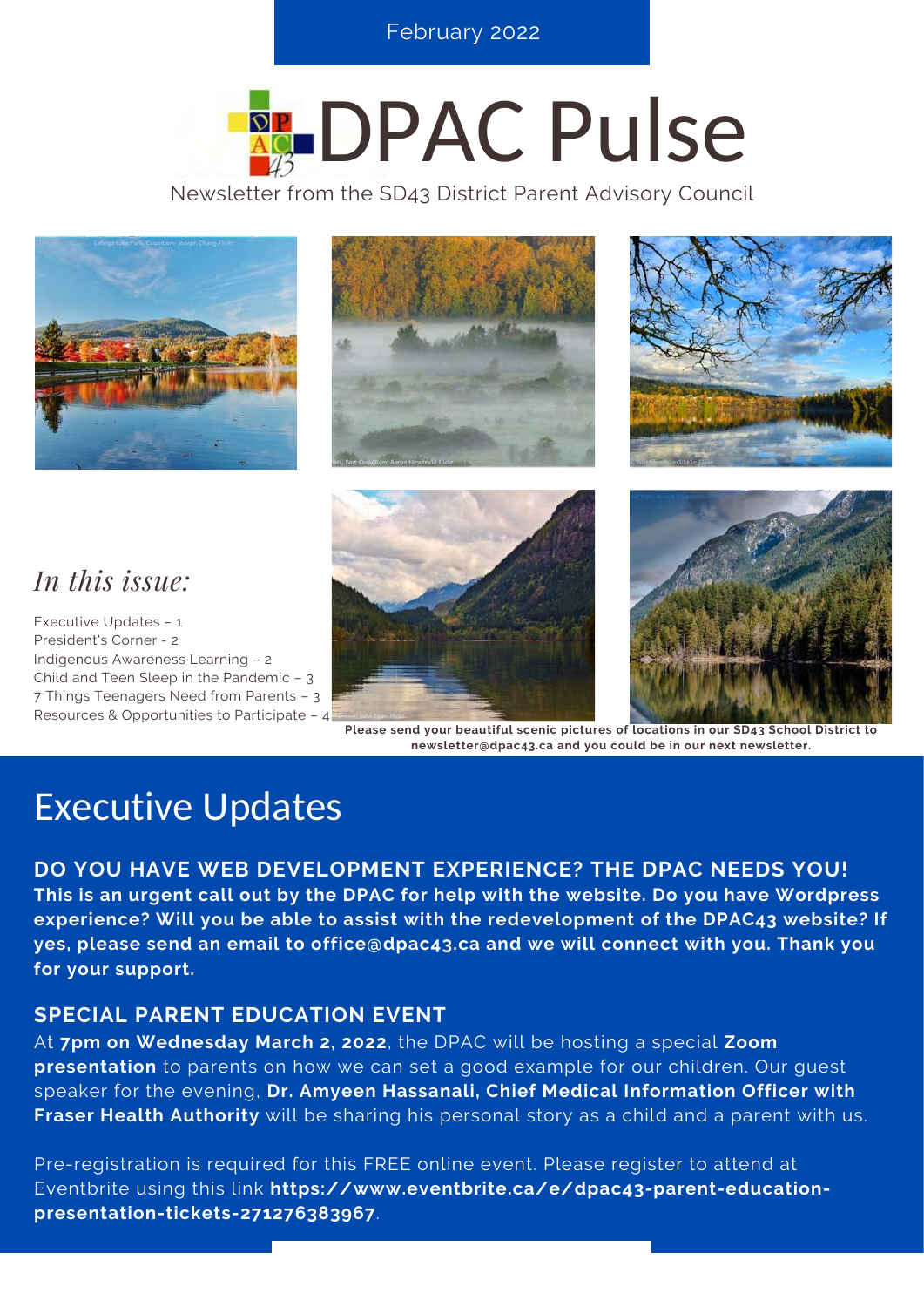February 2022

# DPAC Pulse

Newsletter from the SD43 District Parent Advisory Council

*In this issue:*

Executive Updates – 1
President's Corner - 2
Indigenous Awareness Learning – 2
Child and Teen Sleep in the Pandemic – 3
7 Things Teenagers Need from Parents – 3
Resources & Opportunities to Participate – 4

**Please send your beautiful scenic pictures of locations in our SD43 School District to newsletter@dpac43.ca and you could be in our next newsletter.**

# Executive Updates

**DO YOU HAVE WEB DEVELOPMENT EXPERIENCE? THE DPAC NEEDS YOU!**

**This is an urgent call out by the DPAC for help with the website. Do you have Wordpress experience? Will you be able to assist with the redevelopment of the DPAC43 website? If yes, please send an email to office@dpac43.ca and we will connect with you. Thank you for your support.**

## SPECIAL PARENT EDUCATION EVENT

At **7pm on Wednesday March 2, 2022**, the DPAC will be hosting a special **Zoom presentation** to parents on how we can set a good example for our children. Our guest speaker for the evening, **Dr. Amyeen Hassanali, Chief Medical Information Officer with Fraser Health Authority** will be sharing his personal story as a child and a parent with us.

Pre-registration is required for this FREE online event. Please register to attend at Eventbrite using this link **https://www.eventbrite.ca/e/dpac43-parent-education-presentation-tickets-271276383967**.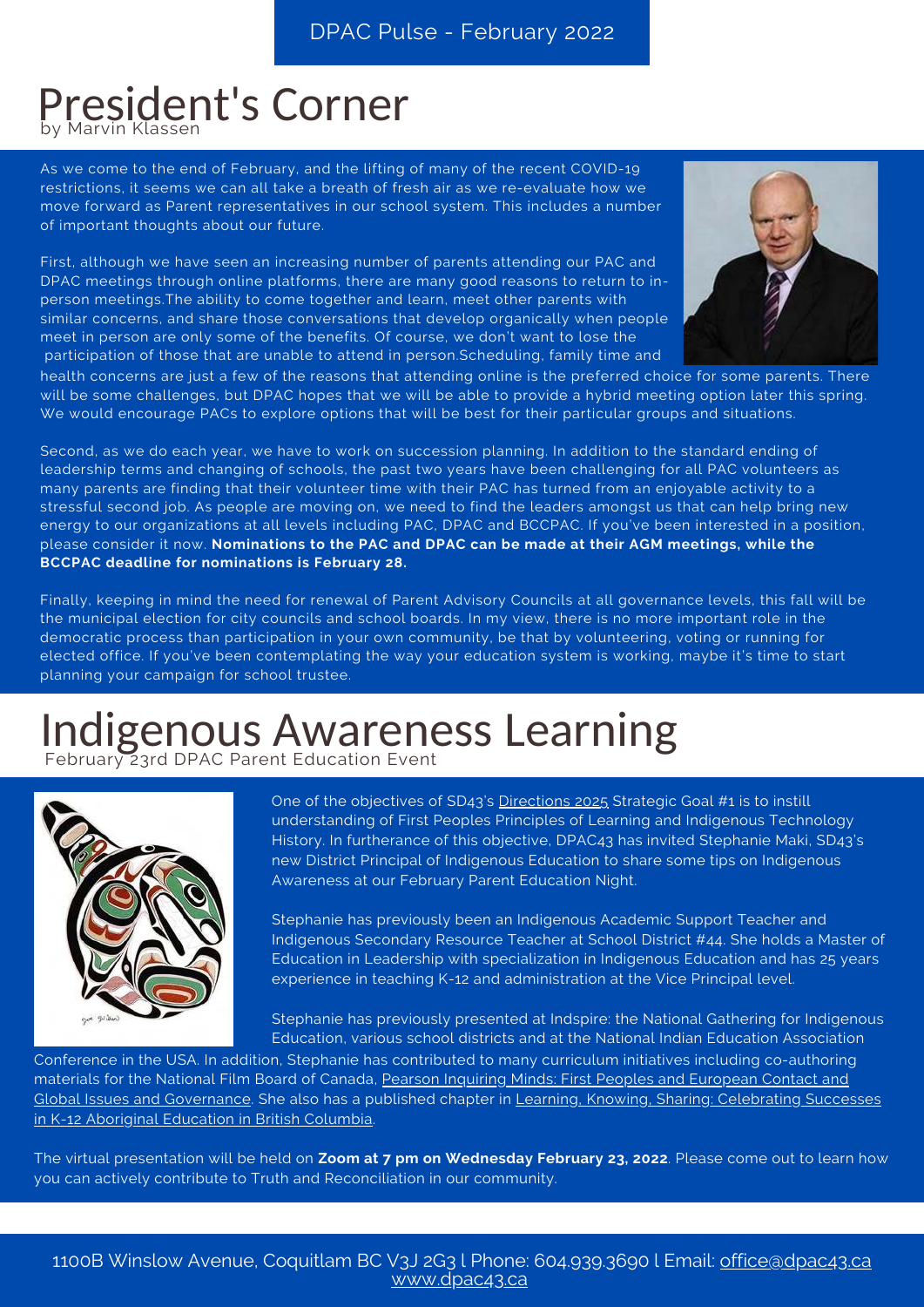# President's Corner

by Marvin Klassen

As we come to the end of February, and the lifting of many of the recent COVID-19 restrictions, it seems we can all take a breath of fresh air as we re-evaluate how we move forward as Parent representatives in our school system. This includes a number of important thoughts about our future.

First, although we have seen an increasing number of parents attending our PAC and DPAC meetings through online platforms, there are many good reasons to return to in-person meetings.The ability to come together and learn, meet other parents with similar concerns, and share those conversations that develop organically when people meet in person are only some of the benefits. Of course, we don't want to lose the participation of those that are unable to attend in person.Scheduling, family time and health concerns are just a few of the reasons that attending online is the preferred choice for some parents. There will be some challenges, but DPAC hopes that we will be able to provide a hybrid meeting option later this spring. We would encourage PACs to explore options that will be best for their particular groups and situations.

Second, as we do each year, we have to work on succession planning. In addition to the standard ending of leadership terms and changing of schools, the past two years have been challenging for all PAC volunteers as many parents are finding that their volunteer time with their PAC has turned from an enjoyable activity to a stressful second job. As people are moving on, we need to find the leaders amongst us that can help bring new energy to our organizations at all levels including PAC, DPAC and BCCPAC. If you've been interested in a position, please consider it now. **Nominations to the PAC and DPAC can be made at their AGM meetings, while the BCCPAC deadline for nominations is February 28.**

Finally, keeping in mind the need for renewal of Parent Advisory Councils at all governance levels, this fall will be the municipal election for city councils and school boards. In my view, there is no more important role in the democratic process than participation in your own community, be that by volunteering, voting or running for elected office. If you've been contemplating the way your education system is working, maybe it's time to start planning your campaign for school trustee.

# Indigenous Awareness Learning

February 23rd DPAC Parent Education Event

One of the objectives of SD43's Directions 2025 Strategic Goal #1 is to instill understanding of First Peoples Principles of Learning and Indigenous Technology History. In furtherance of this objective, DPAC43 has invited Stephanie Maki, SD43's new District Principal of Indigenous Education to share some tips on Indigenous Awareness at our February Parent Education Night.

Stephanie has previously been an Indigenous Academic Support Teacher and Indigenous Secondary Resource Teacher at School District #44. She holds a Master of Education in Leadership with specialization in Indigenous Education and has 25 years experience in teaching K-12 and administration at the Vice Principal level.

Stephanie has previously presented at Indspire: the National Gathering for Indigenous Education, various school districts and at the National Indian Education Association Conference in the USA. In addition, Stephanie has contributed to many curriculum initiatives including co-authoring materials for the National Film Board of Canada, Pearson Inquiring Minds: First Peoples and European Contact and Global Issues and Governance. She also has a published chapter in Learning, Knowing, Sharing: Celebrating Successes in K-12 Aboriginal Education in British Columbia.

The virtual presentation will be held on **Zoom at 7 pm on Wednesday February 23, 2022**. Please come out to learn how you can actively contribute to Truth and Reconciliation in our community.

1100B Winslow Avenue, Coquitlam BC V3J 2G3 | Phone: 604.939.3690 | Email: office@dpac43.ca
www.dpac43.ca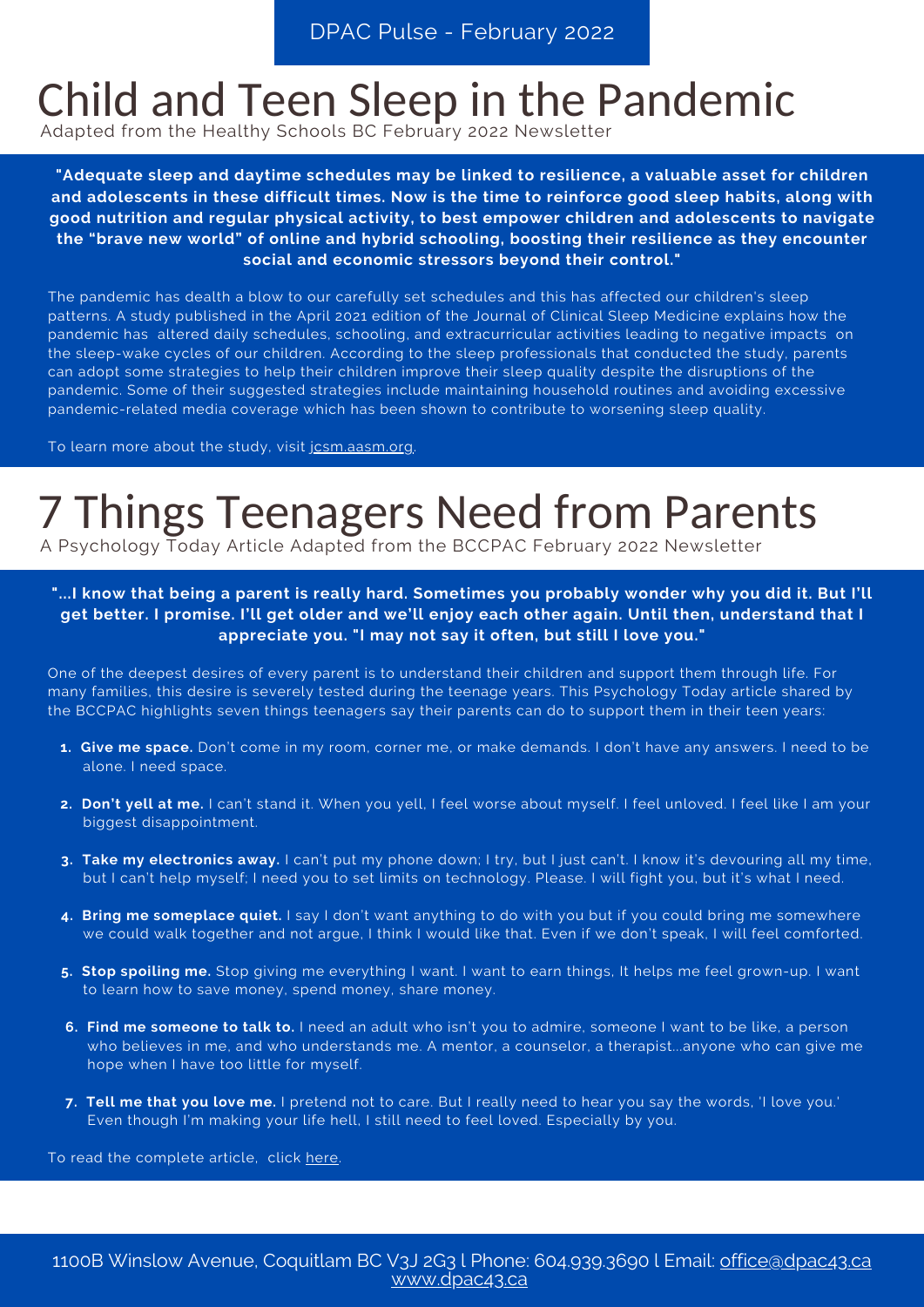# Child and Teen Sleep in the Pandemic

Adapted from the Healthy Schools BC February 2022 Newsletter

**"Adequate sleep and daytime schedules may be linked to resilience, a valuable asset for children and adolescents in these difficult times. Now is the time to reinforce good sleep habits, along with good nutrition and regular physical activity, to best empower children and adolescents to navigate the "brave new world" of online and hybrid schooling, boosting their resilience as they encounter social and economic stressors beyond their control."**

The pandemic has dealth a blow to our carefully set schedules and this has affected our children's sleep patterns. A study published in the April 2021 edition of the Journal of Clinical Sleep Medicine explains how the pandemic has altered daily schedules, schooling, and extracurricular activities leading to negative impacts on the sleep-wake cycles of our children. According to the sleep professionals that conducted the study, parents can adopt some strategies to help their children improve their sleep quality despite the disruptions of the pandemic. Some of their suggested strategies include maintaining household routines and avoiding excessive pandemic-related media coverage which has been shown to contribute to worsening sleep quality.

To learn more about the study, visit jcsm.aasm.org.

# 7 Things Teenagers Need from Parents

A Psychology Today Article Adapted from the BCCPAC February 2022 Newsletter

**"...I know that being a parent is really hard. Sometimes you probably wonder why you did it. But I'll get better. I promise. I'll get older and we'll enjoy each other again. Until then, understand that I appreciate you. "I may not say it often, but still I love you."**

One of the deepest desires of every parent is to understand their children and support them through life. For many families, this desire is severely tested during the teenage years. This Psychology Today article shared by the BCCPAC highlights seven things teenagers say their parents can do to support them in their teen years:

1. **Give me space.** Don't come in my room, corner me, or make demands. I don't have any answers. I need to be alone. I need space.
2. **Don't yell at me.** I can't stand it. When you yell, I feel worse about myself. I feel unloved. I feel like I am your biggest disappointment.
3. **Take my electronics away.** I can't put my phone down; I try, but I just can't. I know it's devouring all my time, but I can't help myself; I need you to set limits on technology. Please. I will fight you, but it's what I need.
4. **Bring me someplace quiet.** I say I don't want anything to do with you but if you could bring me somewhere we could walk together and not argue, I think I would like that. Even if we don't speak, I will feel comforted.
5. **Stop spoiling me.** Stop giving me everything I want. I want to earn things, It helps me feel grown-up. I want to learn how to save money, spend money, share money.
6. **Find me someone to talk to.** I need an adult who isn't you to admire, someone I want to be like, a person who believes in me, and who understands me. A mentor, a counselor, a therapist...anyone who can give me hope when I have too little for myself.
7. **Tell me that you love me.** I pretend not to care. But I really need to hear you say the words, 'I love you.' Even though I'm making your life hell, I still need to feel loved. Especially by you.

To read the complete article, click here.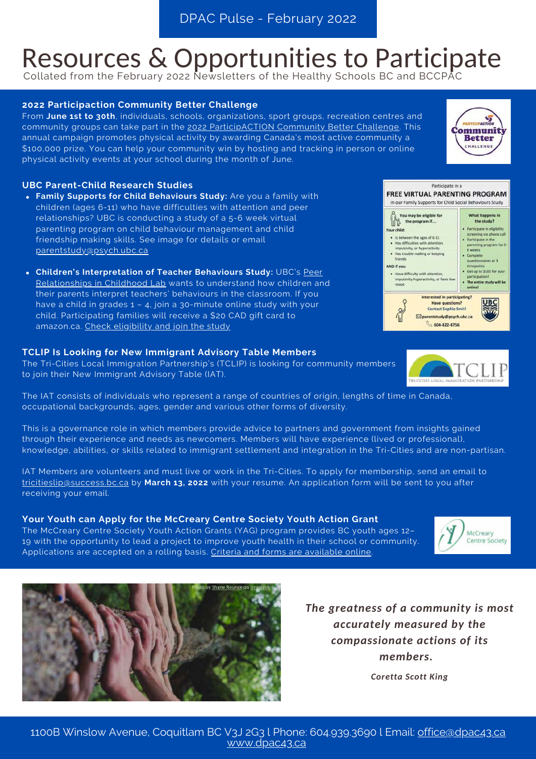DPAC Pulse - February 2022

# Resources & Opportunities to Participate

Collated from the February 2022 Newsletters of the Healthy Schools BC and BCCPAC

### 2022 Participaction Community Better Challenge

From **June 1st to 30th**, individuals, schools, organizations, sport groups, recreation centres and community groups can take part in the 2022 ParticipACTION Community Better Challenge. This annual campaign promotes physical activity by awarding Canada's most active community a $100,000 prize. You can help your community win by hosting and tracking in person or online physical activity events at your school during the month of June.

### UBC Parent-Child Research Studies

- **Family Supports for Child Behaviours Study:** Are you a family with children (ages 6-11) who have difficulties with attention and peer relationships? UBC is conducting a study of a 5-6 week virtual parenting program on child behaviour management and child friendship making skills. See image for details or email parentstudy@psych.ubc.ca
- **Children's Interpretation of Teacher Behaviours Study:** UBC's Peer Relationships in Childhood Lab wants to understand how children and their parents interpret teachers' behaviours in the classroom. If you have a child in grades 1 – 4, join a 30-minute online study with your child. Participating families will receive a $20 CAD gift card to amazon.ca. Check eligibility and join the study

### TCLIP Is Looking for New Immigrant Advisory Table Members

The Tri-Cities Local Immigration Partnership's (TCLIP) is looking for community members to join their New Immigrant Advisory Table (IAT).

The IAT consists of individuals who represent a range of countries of origin, lengths of time in Canada, occupational backgrounds, ages, gender and various other forms of diversity.

This is a governance role in which members provide advice to partners and government from insights gained through their experience and needs as newcomers. Members will have experience (lived or professional), knowledge, abilities, or skills related to immigrant settlement and integration in the Tri-Cities and are non-partisan.

IAT Members are volunteers and must live or work in the Tri-Cities. To apply for membership, send an email to tricitieslip@success.bc.ca by **March 13, 2022** with your resume. An application form will be sent to you after receiving your email.

### Your Youth can Apply for the McCreary Centre Society Youth Action Grant

The McCreary Centre Society Youth Action Grants (YAG) program provides BC youth ages 12–19 with the opportunity to lead a project to improve youth health in their school or community. Applications are accepted on a rolling basis. Criteria and forms are available online.

*The greatness of a community is most accurately measured by the compassionate actions of its members.*

*Coretta Scott King*

1100B Winslow Avenue, Coquitlam BC V3J 2G3 | Phone: 604.939.3690 | Email: office@dpac43.ca
www.dpac43.ca